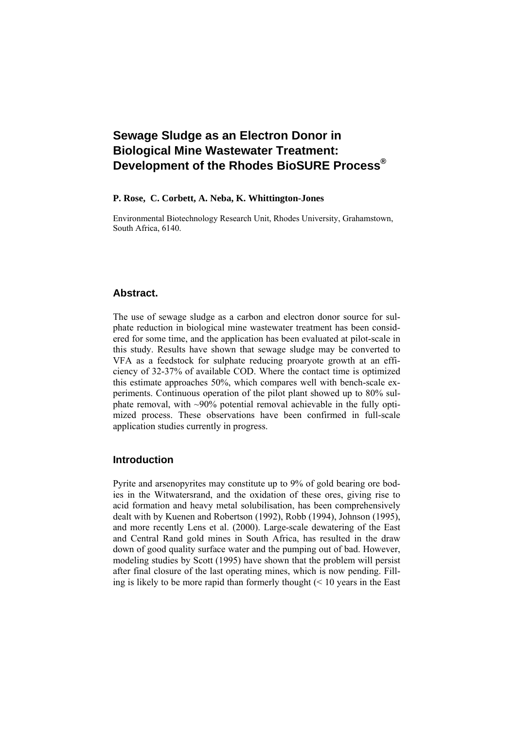# Sewage Sludge as an Electron Donor in Biological Mine Wastewater Treatment: Development of the Rhodes BioSURE Process®

**P. Rose, C. Corbett, A. Neba, K. Whittington-Jones**

Environmental Biotechnology Research Unit, Rhodes University, Grahamstown, South Africa, 6140.

## Abstract.

The use of sewage sludge as a carbon and electron donor source for sulphate reduction in biological mine wastewater treatment has been considered for some time, and the application has been evaluated at pilot-scale in this study. Results have shown that sewage sludge may be converted to VFA as a feedstock for sulphate reducing proaryote growth at an efficiency of 32-37% of available COD. Where the contact time is optimized this estimate approaches 50%, which compares well with bench-scale experiments. Continuous operation of the pilot plant showed up to 80% sulphate removal, with ~90% potential removal achievable in the fully optimized process. These observations have been confirmed in full-scale application studies currently in progress.

## Introduction

Pyrite and arsenopyrites may constitute up to 9% of gold bearing ore bodies in the Witwatersrand, and the oxidation of these ores, giving rise to acid formation and heavy metal solubilisation, has been comprehensively dealt with by Kuenen and Robertson (1992), Robb (1994), Johnson (1995), and more recently Lens et al. (2000). Large-scale dewatering of the East and Central Rand gold mines in South Africa, has resulted in the draw down of good quality surface water and the pumping out of bad. However, modeling studies by Scott (1995) have shown that the problem will persist after final closure of the last operating mines, which is now pending. Filling is likely to be more rapid than formerly thought (< 10 years in the East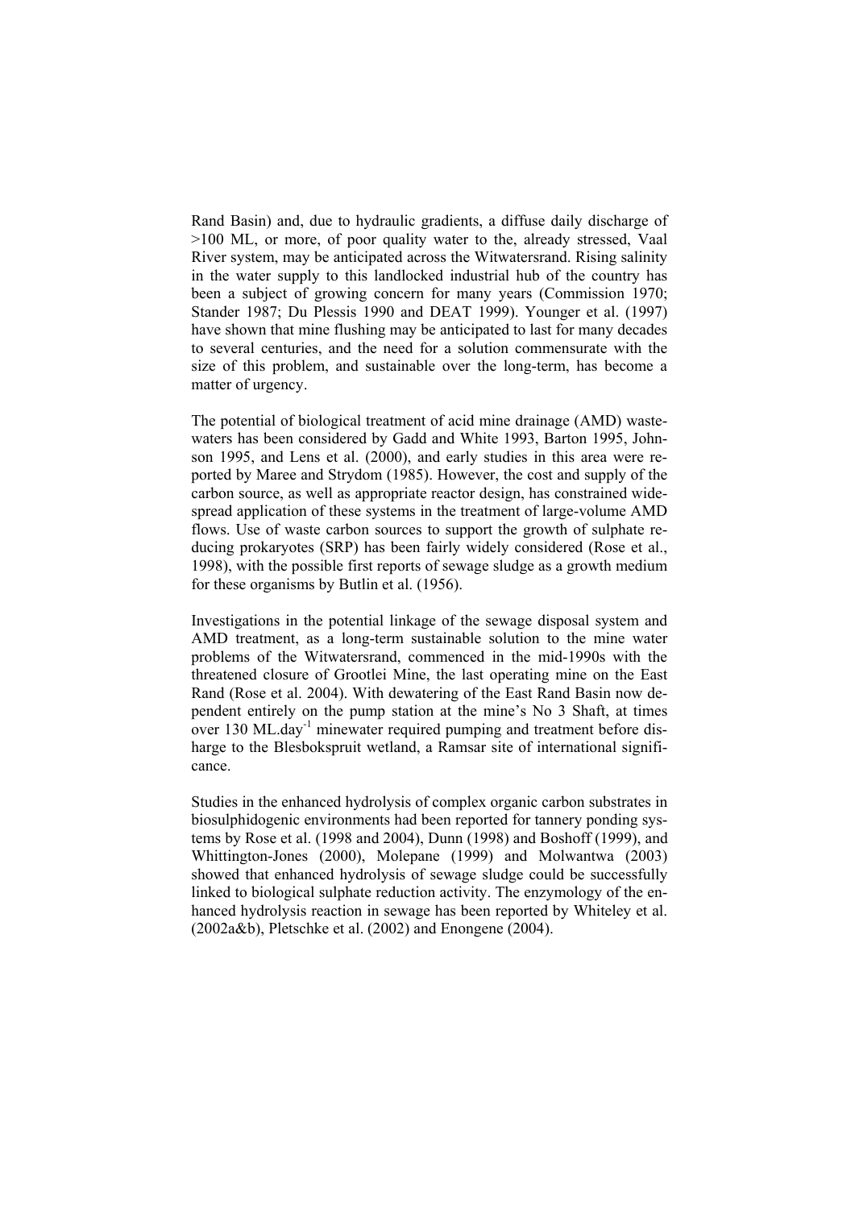Rand Basin) and, due to hydraulic gradients, a diffuse daily discharge of >100 ML, or more, of poor quality water to the, already stressed, Vaal River system, may be anticipated across the Witwatersrand. Rising salinity in the water supply to this landlocked industrial hub of the country has been a subject of growing concern for many years (Commission 1970; Stander 1987; Du Plessis 1990 and DEAT 1999). Younger et al. (1997) have shown that mine flushing may be anticipated to last for many decades to several centuries, and the need for a solution commensurate with the size of this problem, and sustainable over the long-term, has become a matter of urgency.

The potential of biological treatment of acid mine drainage (AMD) wastewaters has been considered by Gadd and White 1993, Barton 1995, Johnson 1995, and Lens et al. (2000), and early studies in this area were reported by Maree and Strydom (1985). However, the cost and supply of the carbon source, as well as appropriate reactor design, has constrained widespread application of these systems in the treatment of large-volume AMD flows. Use of waste carbon sources to support the growth of sulphate reducing prokaryotes (SRP) has been fairly widely considered (Rose et al., 1998), with the possible first reports of sewage sludge as a growth medium for these organisms by Butlin et al. (1956).

Investigations in the potential linkage of the sewage disposal system and AMD treatment, as a long-term sustainable solution to the mine water problems of the Witwatersrand, commenced in the mid-1990s with the threatened closure of Grootlei Mine, the last operating mine on the East Rand (Rose et al. 2004). With dewatering of the East Rand Basin now dependent entirely on the pump station at the mine's No 3 Shaft, at times over 130 $ML.day^{-1}$ minewater required pumping and treatment before disharge to the Blesbokspruit wetland, a Ramsar site of international significance.

Studies in the enhanced hydrolysis of complex organic carbon substrates in biosulphidogenic environments had been reported for tannery ponding systems by Rose et al. (1998 and 2004), Dunn (1998) and Boshoff (1999), and Whittington-Jones (2000), Molepane (1999) and Molwantwa (2003) showed that enhanced hydrolysis of sewage sludge could be successfully linked to biological sulphate reduction activity. The enzymology of the enhanced hydrolysis reaction in sewage has been reported by Whiteley et al. (2002a&b), Pletschke et al. (2002) and Enongene (2004).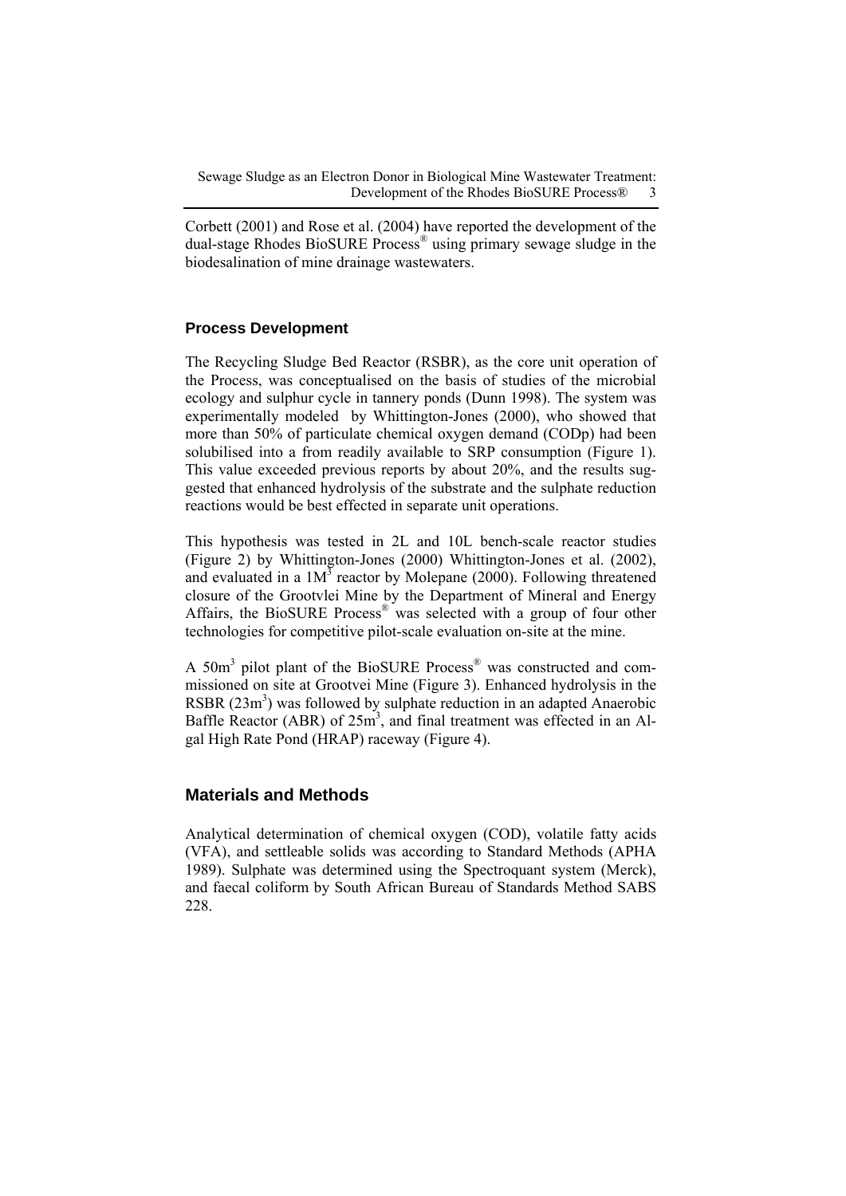Corbett (2001) and Rose et al. (2004) have reported the development of the dual-stage Rhodes BioSURE Process® using primary sewage sludge in the biodesalination of mine drainage wastewaters.

### Process Development

The Recycling Sludge Bed Reactor (RSBR), as the core unit operation of the Process, was conceptualised on the basis of studies of the microbial ecology and sulphur cycle in tannery ponds (Dunn 1998). The system was experimentally modeled by Whittington-Jones (2000), who showed that more than 50% of particulate chemical oxygen demand (CODp) had been solubilised into a from readily available to SRP consumption (Figure 1). This value exceeded previous reports by about 20%, and the results suggested that enhanced hydrolysis of the substrate and the sulphate reduction reactions would be best effected in separate unit operations.

This hypothesis was tested in 2L and 10L bench-scale reactor studies (Figure 2) by Whittington-Jones (2000) Whittington-Jones et al. (2002), and evaluated in a $1M^3$ reactor by Molepane (2000). Following threatened closure of the Grootvlei Mine by the Department of Mineral and Energy Affairs, the BioSURE Process® was selected with a group of four other technologies for competitive pilot-scale evaluation on-site at the mine.

A $50m^3$ pilot plant of the BioSURE Process® was constructed and commissioned on site at Grootvei Mine (Figure 3). Enhanced hydrolysis in the RSBR ($23m^3$) was followed by sulphate reduction in an adapted Anaerobic Baffle Reactor (ABR) of $25m^3$, and final treatment was effected in an Algal High Rate Pond (HRAP) raceway (Figure 4).

## Materials and Methods

Analytical determination of chemical oxygen (COD), volatile fatty acids (VFA), and settleable solids was according to Standard Methods (APHA 1989). Sulphate was determined using the Spectroquant system (Merck), and faecal coliform by South African Bureau of Standards Method SABS 228.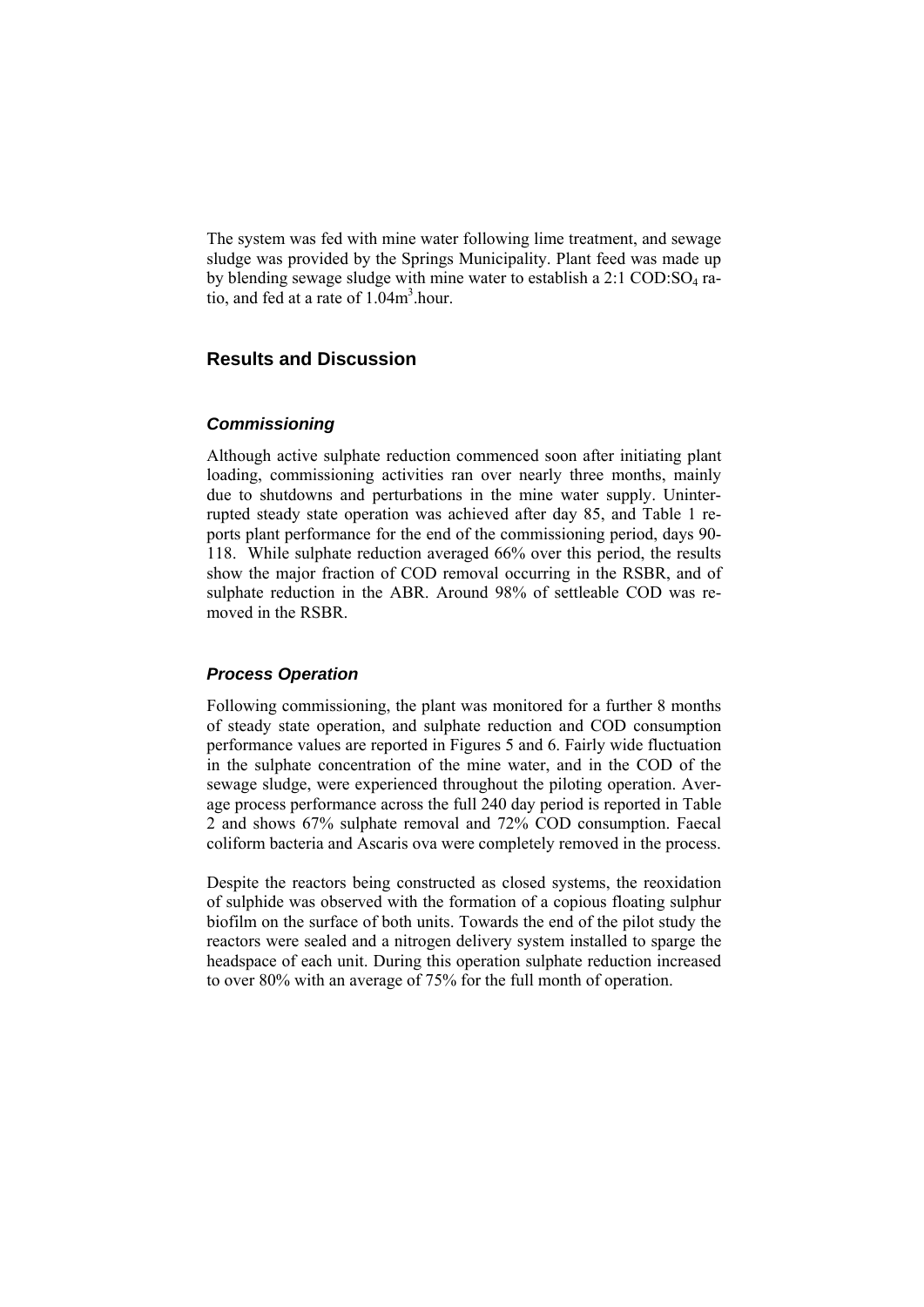The system was fed with mine water following lime treatment, and sewage sludge was provided by the Springs Municipality. Plant feed was made up by blending sewage sludge with mine water to establish a 2:1 $COD:SO_4$ ratio, and fed at a rate of $1.04m^3$.hour.

## Results and Discussion

### *Commissioning*

Although active sulphate reduction commenced soon after initiating plant loading, commissioning activities ran over nearly three months, mainly due to shutdowns and perturbations in the mine water supply. Uninterrupted steady state operation was achieved after day 85, and Table 1 reports plant performance for the end of the commissioning period, days 90-118. While sulphate reduction averaged 66% over this period, the results show the major fraction of COD removal occurring in the RSBR, and of sulphate reduction in the ABR. Around 98% of settleable COD was removed in the RSBR.

### *Process Operation*

Following commissioning, the plant was monitored for a further 8 months of steady state operation, and sulphate reduction and COD consumption performance values are reported in Figures 5 and 6. Fairly wide fluctuation in the sulphate concentration of the mine water, and in the COD of the sewage sludge, were experienced throughout the piloting operation. Average process performance across the full 240 day period is reported in Table 2 and shows 67% sulphate removal and 72% COD consumption. Faecal coliform bacteria and Ascaris ova were completely removed in the process.

Despite the reactors being constructed as closed systems, the reoxidation of sulphide was observed with the formation of a copious floating sulphur biofilm on the surface of both units. Towards the end of the pilot study the reactors were sealed and a nitrogen delivery system installed to sparge the headspace of each unit. During this operation sulphate reduction increased to over 80% with an average of 75% for the full month of operation.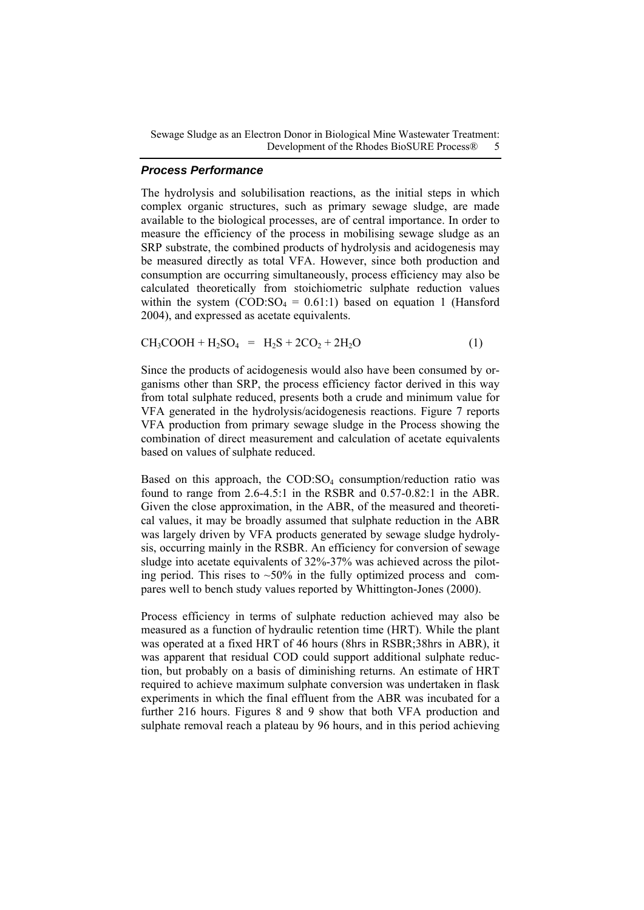### *Process Performance*

The hydrolysis and solubilisation reactions, as the initial steps in which complex organic structures, such as primary sewage sludge, are made available to the biological processes, are of central importance. In order to measure the efficiency of the process in mobilising sewage sludge as an SRP substrate, the combined products of hydrolysis and acidogenesis may be measured directly as total VFA. However, since both production and consumption are occurring simultaneously, process efficiency may also be calculated theoretically from stoichiometric sulphate reduction values within the system ($COD:SO_4 = 0.61:1$) based on equation 1 (Hansford 2004), and expressed as acetate equivalents.

$$CH_3COOH + H_2SO_4 \;=\; H_2S + 2CO_2 + 2H_2O \qquad (1)$$

Since the products of acidogenesis would also have been consumed by organisms other than SRP, the process efficiency factor derived in this way from total sulphate reduced, presents both a crude and minimum value for VFA generated in the hydrolysis/acidogenesis reactions. Figure 7 reports VFA production from primary sewage sludge in the Process showing the combination of direct measurement and calculation of acetate equivalents based on values of sulphate reduced.

Based on this approach, the $COD:SO_4$ consumption/reduction ratio was found to range from 2.6-4.5:1 in the RSBR and 0.57-0.82:1 in the ABR. Given the close approximation, in the ABR, of the measured and theoretical values, it may be broadly assumed that sulphate reduction in the ABR was largely driven by VFA products generated by sewage sludge hydrolysis, occurring mainly in the RSBR. An efficiency for conversion of sewage sludge into acetate equivalents of 32%-37% was achieved across the piloting period. This rises to ~50% in the fully optimized process and compares well to bench study values reported by Whittington-Jones (2000).

Process efficiency in terms of sulphate reduction achieved may also be measured as a function of hydraulic retention time (HRT). While the plant was operated at a fixed HRT of 46 hours (8hrs in RSBR;38hrs in ABR), it was apparent that residual COD could support additional sulphate reduction, but probably on a basis of diminishing returns. An estimate of HRT required to achieve maximum sulphate conversion was undertaken in flask experiments in which the final effluent from the ABR was incubated for a further 216 hours. Figures 8 and 9 show that both VFA production and sulphate removal reach a plateau by 96 hours, and in this period achieving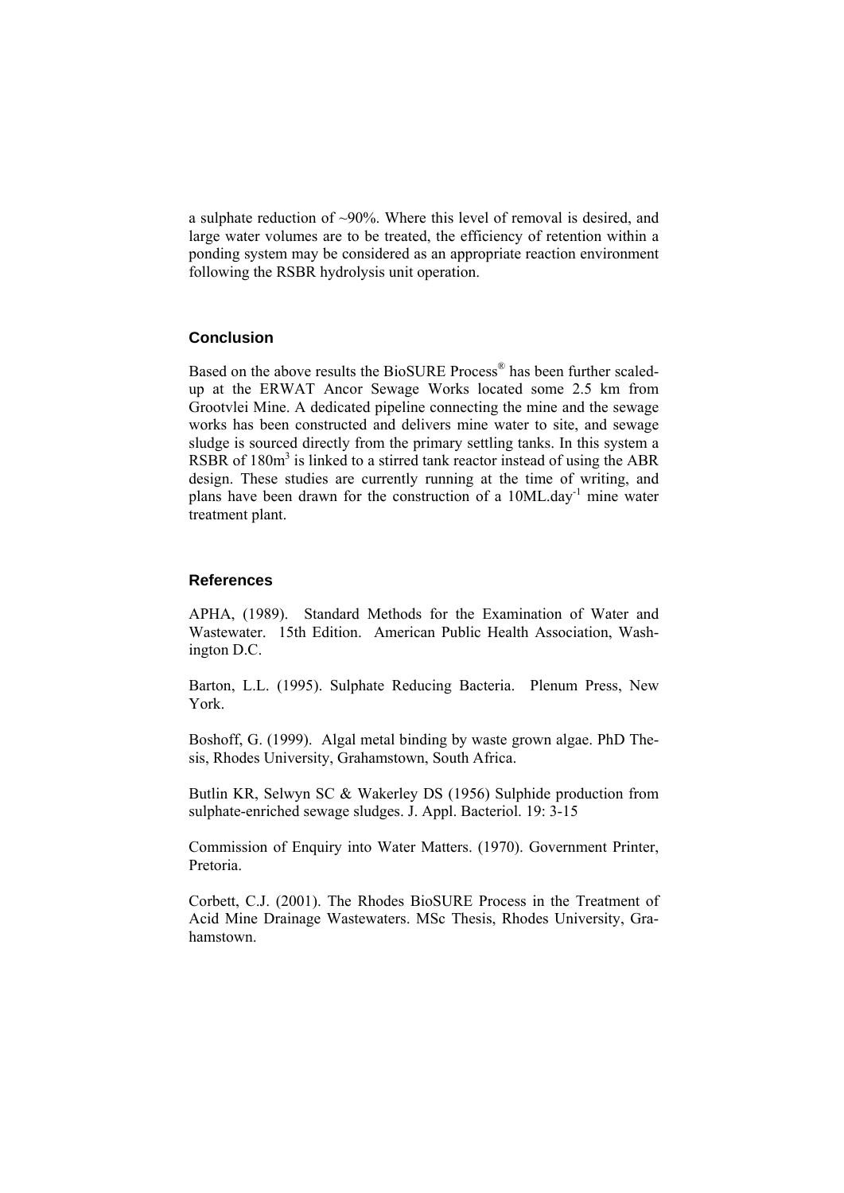a sulphate reduction of ~90%. Where this level of removal is desired, and large water volumes are to be treated, the efficiency of retention within a ponding system may be considered as an appropriate reaction environment following the RSBR hydrolysis unit operation.

## Conclusion

Based on the above results the BioSURE Process® has been further scaled-up at the ERWAT Ancor Sewage Works located some 2.5 km from Grootvlei Mine. A dedicated pipeline connecting the mine and the sewage works has been constructed and delivers mine water to site, and sewage sludge is sourced directly from the primary settling tanks. In this system a RSBR of 180m$^3$ is linked to a stirred tank reactor instead of using the ABR design. These studies are currently running at the time of writing, and plans have been drawn for the construction of a 10ML.day$^{-1}$ mine water treatment plant.

## References

APHA, (1989). Standard Methods for the Examination of Water and Wastewater. 15th Edition. American Public Health Association, Washington D.C.

Barton, L.L. (1995). Sulphate Reducing Bacteria. Plenum Press, New York.

Boshoff, G. (1999). Algal metal binding by waste grown algae. PhD Thesis, Rhodes University, Grahamstown, South Africa.

Butlin KR, Selwyn SC & Wakerley DS (1956) Sulphide production from sulphate-enriched sewage sludges. J. Appl. Bacteriol. 19: 3-15

Commission of Enquiry into Water Matters. (1970). Government Printer, Pretoria.

Corbett, C.J. (2001). The Rhodes BioSURE Process in the Treatment of Acid Mine Drainage Wastewaters. MSc Thesis, Rhodes University, Grahamstown.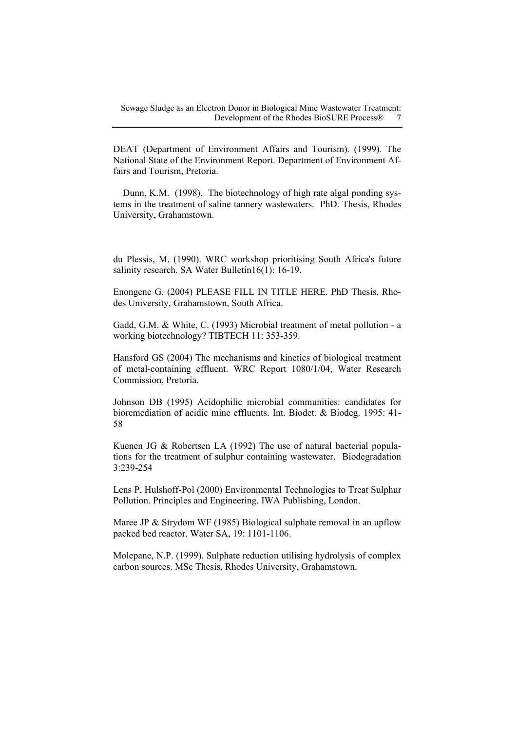DEAT (Department of Environment Affairs and Tourism). (1999). The National State of the Environment Report. Department of Environment Affairs and Tourism, Pretoria.

Dunn, K.M. (1998). The biotechnology of high rate algal ponding systems in the treatment of saline tannery wastewaters. PhD. Thesis, Rhodes University, Grahamstown.

du Plessis, M. (1990). WRC workshop prioritising South Africa's future salinity research. SA Water Bulletin16(1): 16-19.

Enongene G. (2004) PLEASE FILL IN TITLE HERE. PhD Thesis, Rhodes University, Grahamstown, South Africa.

Gadd, G.M. & White, C. (1993) Microbial treatment of metal pollution - a working biotechnology? TIBTECH 11: 353-359.

Hansford GS (2004) The mechanisms and kinetics of biological treatment of metal-containing effluent. WRC Report 1080/1/04, Water Research Commission, Pretoria.

Johnson DB (1995) Acidophilic microbial communities: candidates for bioremediation of acidic mine effluents. Int. Biodet. & Biodeg. 1995: 41-58

Kuenen JG & Robertsen LA (1992) The use of natural bacterial populations for the treatment of sulphur containing wastewater. Biodegradation 3:239-254

Lens P, Hulshoff-Pol (2000) Environmental Technologies to Treat Sulphur Pollution. Principles and Engineering. IWA Publishing, London.

Maree JP & Strydom WF (1985) Biological sulphate removal in an upflow packed bed reactor. Water SA, 19: 1101-1106.

Molepane, N.P. (1999). Sulphate reduction utilising hydrolysis of complex carbon sources. MSc Thesis, Rhodes University, Grahamstown.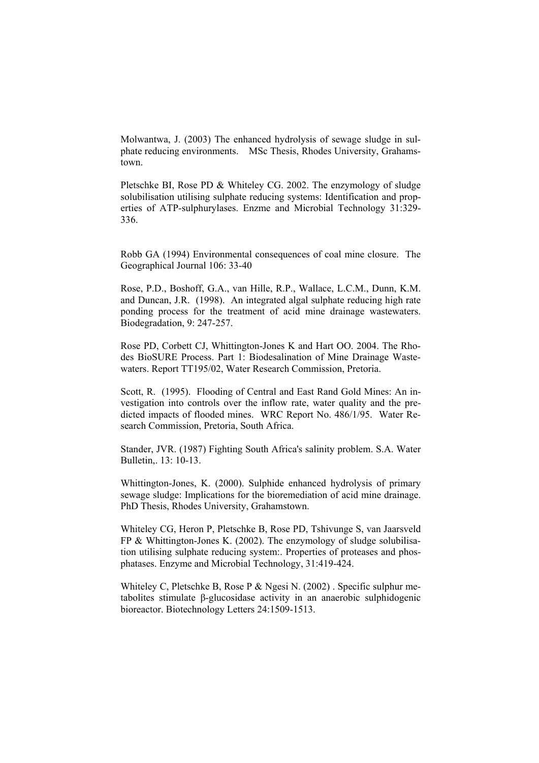Molwantwa, J. (2003) The enhanced hydrolysis of sewage sludge in sulphate reducing environments. MSc Thesis, Rhodes University, Grahamstown.

Pletschke BI, Rose PD & Whiteley CG. 2002. The enzymology of sludge solubilisation utilising sulphate reducing systems: Identification and properties of ATP-sulphurylases. Enzme and Microbial Technology 31:329-336.

Robb GA (1994) Environmental consequences of coal mine closure. The Geographical Journal 106: 33-40

Rose, P.D., Boshoff, G.A., van Hille, R.P., Wallace, L.C.M., Dunn, K.M. and Duncan, J.R. (1998). An integrated algal sulphate reducing high rate ponding process for the treatment of acid mine drainage wastewaters. Biodegradation, 9: 247-257.

Rose PD, Corbett CJ, Whittington-Jones K and Hart OO. 2004. The Rhodes BioSURE Process. Part 1: Biodesalination of Mine Drainage Wastewaters. Report TT195/02, Water Research Commission, Pretoria.

Scott, R. (1995). Flooding of Central and East Rand Gold Mines: An investigation into controls over the inflow rate, water quality and the predicted impacts of flooded mines. WRC Report No. 486/1/95. Water Research Commission, Pretoria, South Africa.

Stander, JVR. (1987) Fighting South Africa's salinity problem. S.A. Water Bulletin,. 13: 10-13.

Whittington-Jones, K. (2000). Sulphide enhanced hydrolysis of primary sewage sludge: Implications for the bioremediation of acid mine drainage. PhD Thesis, Rhodes University, Grahamstown.

Whiteley CG, Heron P, Pletschke B, Rose PD, Tshivunge S, van Jaarsveld FP & Whittington-Jones K. (2002). The enzymology of sludge solubilisation utilising sulphate reducing system:. Properties of proteases and phosphatases. Enzyme and Microbial Technology, 31:419-424.

Whiteley C, Pletschke B, Rose P & Ngesi N. (2002) . Specific sulphur metabolites stimulate β-glucosidase activity in an anaerobic sulphidogenic bioreactor. Biotechnology Letters 24:1509-1513.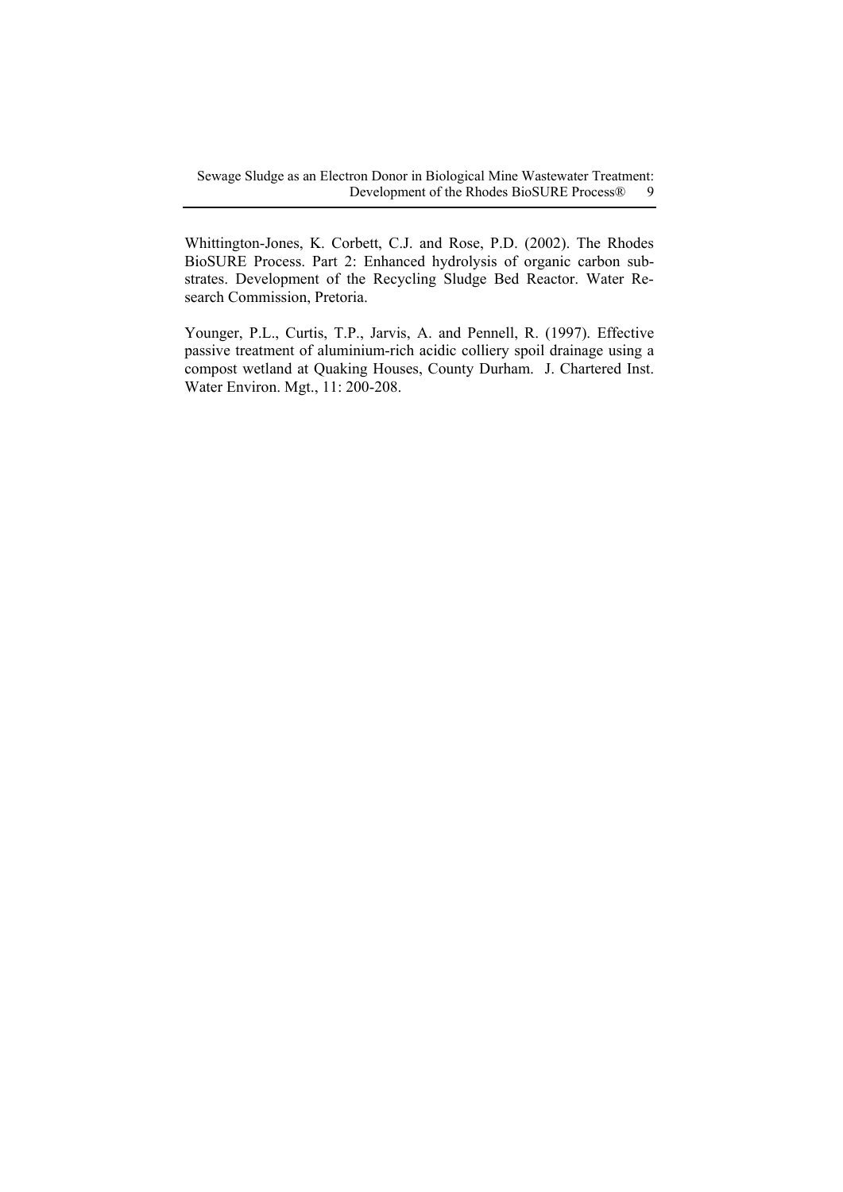Whittington-Jones, K. Corbett, C.J. and Rose, P.D. (2002). The Rhodes BioSURE Process. Part 2: Enhanced hydrolysis of organic carbon substrates. Development of the Recycling Sludge Bed Reactor. Water Research Commission, Pretoria.

Younger, P.L., Curtis, T.P., Jarvis, A. and Pennell, R. (1997). Effective passive treatment of aluminium-rich acidic colliery spoil drainage using a compost wetland at Quaking Houses, County Durham. J. Chartered Inst. Water Environ. Mgt., 11: 200-208.